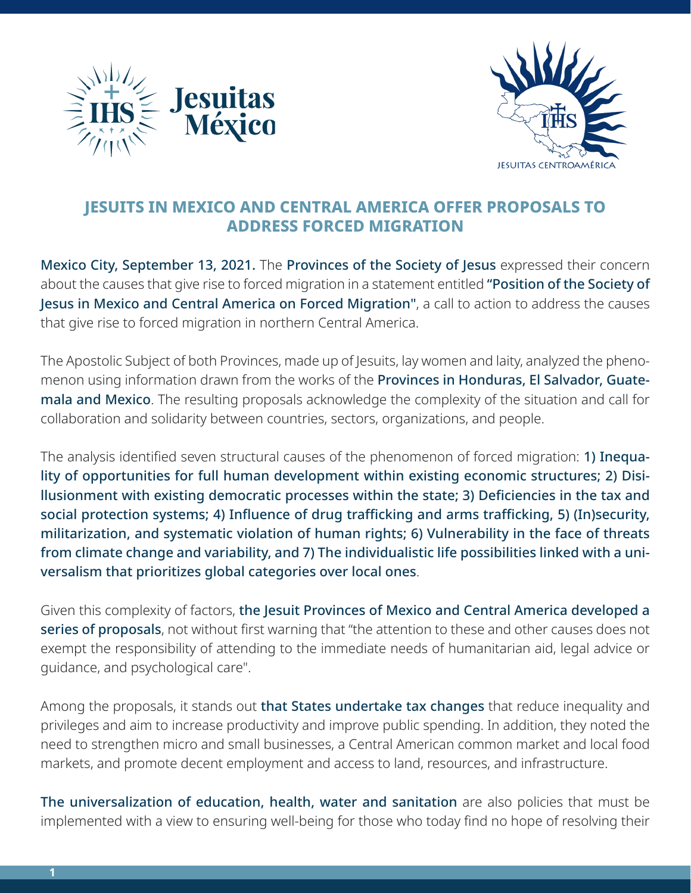# JESUITS IN MEXICO AND CENTRAL AMERICA OFFER PROPOSALS TO ADDRESS FORCED MIGRATION

**Mexico City, September 13, 2021.** The **Provinces of the Society of Jesus** expressed their concern about the causes that give rise to forced migration in a statement entitled **"Position of the Society of Jesus in Mexico and Central America on Forced Migration"**, a call to action to address the causes that give rise to forced migration in northern Central America.

The Apostolic Subject of both Provinces, made up of Jesuits, lay women and laity, analyzed the phenomenon using information drawn from the works of the **Provinces in Honduras, El Salvador, Guatemala and Mexico**. The resulting proposals acknowledge the complexity of the situation and call for collaboration and solidarity between countries, sectors, organizations, and people.

The analysis identified seven structural causes of the phenomenon of forced migration: **1) Inequality of opportunities for full human development within existing economic structures; 2) Disillusionment with existing democratic processes within the state; 3) Deficiencies in the tax and social protection systems; 4) Influence of drug trafficking and arms trafficking, 5) (In)security, militarization, and systematic violation of human rights; 6) Vulnerability in the face of threats from climate change and variability, and 7) The individualistic life possibilities linked with a universalism that prioritizes global categories over local ones**.

Given this complexity of factors, **the Jesuit Provinces of Mexico and Central America developed a series of proposals**, not without first warning that "the attention to these and other causes does not exempt the responsibility of attending to the immediate needs of humanitarian aid, legal advice or guidance, and psychological care".

Among the proposals, it stands out **that States undertake tax changes** that reduce inequality and privileges and aim to increase productivity and improve public spending. In addition, they noted the need to strengthen micro and small businesses, a Central American common market and local food markets, and promote decent employment and access to land, resources, and infrastructure.

**The universalization of education, health, water and sanitation** are also policies that must be implemented with a view to ensuring well-being for those who today find no hope of resolving their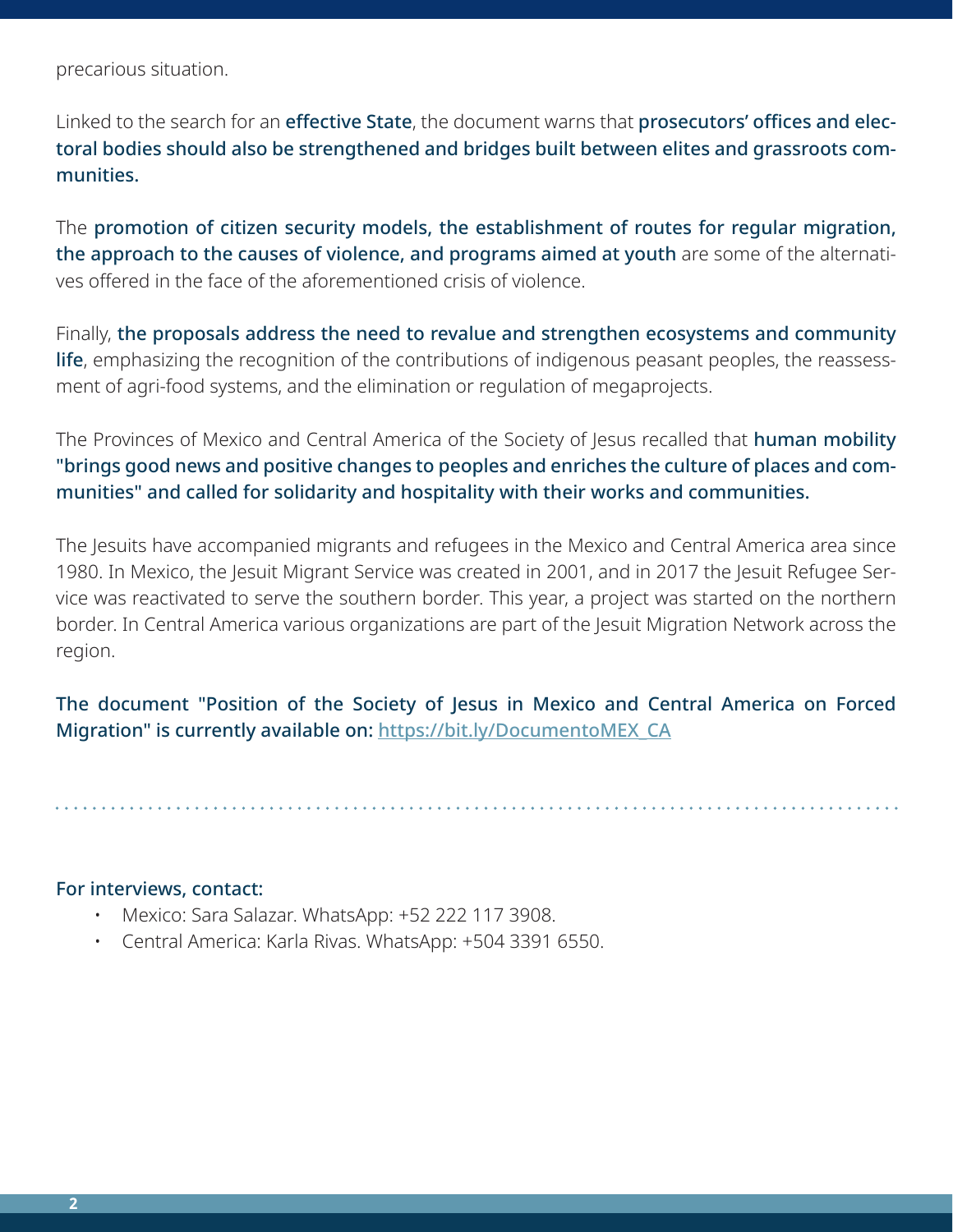precarious situation.

Linked to the search for an **effective State**, the document warns that **prosecutors' offices and electoral bodies should also be strengthened and bridges built between elites and grassroots communities.**

The **promotion of citizen security models, the establishment of routes for regular migration, the approach to the causes of violence, and programs aimed at youth** are some of the alternatives offered in the face of the aforementioned crisis of violence.

Finally, **the proposals address the need to revalue and strengthen ecosystems and community life**, emphasizing the recognition of the contributions of indigenous peasant peoples, the reassessment of agri-food systems, and the elimination or regulation of megaprojects.

The Provinces of Mexico and Central America of the Society of Jesus recalled that **human mobility "brings good news and positive changes to peoples and enriches the culture of places and communities" and called for solidarity and hospitality with their works and communities.**

The Jesuits have accompanied migrants and refugees in the Mexico and Central America area since 1980. In Mexico, the Jesuit Migrant Service was created in 2001, and in 2017 the Jesuit Refugee Service was reactivated to serve the southern border. This year, a project was started on the northern border. In Central America various organizations are part of the Jesuit Migration Network across the region.

**The document "Position of the Society of Jesus in Mexico and Central America on Forced Migration" is currently available on:** [https://bit.ly/DocumentoMEX_CA](https://bit.ly/DocumentoMEX_CA)

---

**For interviews, contact:**

- Mexico: Sara Salazar. WhatsApp: +52 222 117 3908.
- Central America: Karla Rivas. WhatsApp: +504 3391 6550.